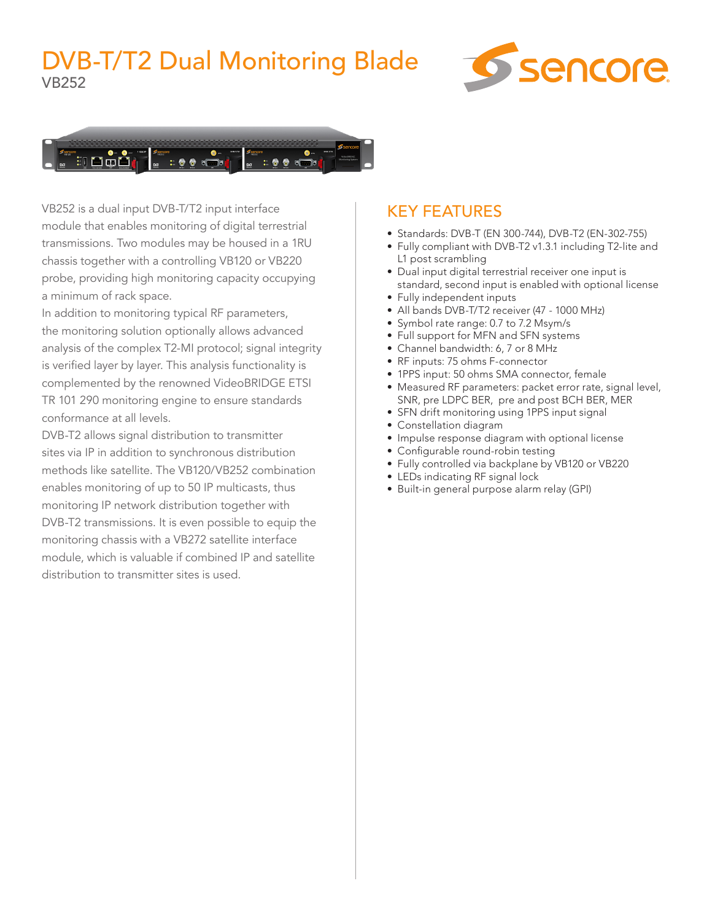# DVB-T/T2 Dual Monitoring Blade

VB252

VB252 is a dual input DVB-T/T2 input interface module that enables monitoring of digital terrestrial transmissions. Two modules may be housed in a 1RU chassis together with a controlling VB120 or VB220 probe, providing high monitoring capacity occupying a minimum of rack space.

In addition to monitoring typical RF parameters, the monitoring solution optionally allows advanced analysis of the complex T2-MI protocol; signal integrity is verified layer by layer. This analysis functionality is complemented by the renowned VideoBRIDGE ETSI TR 101 290 monitoring engine to ensure standards conformance at all levels.

DVB-T2 allows signal distribution to transmitter sites via IP in addition to synchronous distribution methods like satellite. The VB120/VB252 combination enables monitoring of up to 50 IP multicasts, thus monitoring IP network distribution together with DVB-T2 transmissions. It is even possible to equip the monitoring chassis with a VB272 satellite interface module, which is valuable if combined IP and satellite distribution to transmitter sites is used.

## KEY FEATURES

- Standards: DVB-T (EN 300-744), DVB-T2 (EN-302-755)
- Fully compliant with DVB-T2 v1.3.1 including T2-lite and L1 post scrambling
- Dual input digital terrestrial receiver one input is standard, second input is enabled with optional license
- Fully independent inputs
- All bands DVB-T/T2 receiver (47 - 1000 MHz)
- Symbol rate range: 0.7 to 7.2 Msym/s
- Full support for MFN and SFN systems
- Channel bandwidth: 6, 7 or 8 MHz
- RF inputs: 75 ohms F-connector
- 1PPS input: 50 ohms SMA connector, female
- Measured RF parameters: packet error rate, signal level, SNR, pre LDPC BER, pre and post BCH BER, MER
- SFN drift monitoring using 1PPS input signal
- Constellation diagram
- Impulse response diagram with optional license
- Configurable round-robin testing
- Fully controlled via backplane by VB120 or VB220
- LEDs indicating RF signal lock
- Built-in general purpose alarm relay (GPI)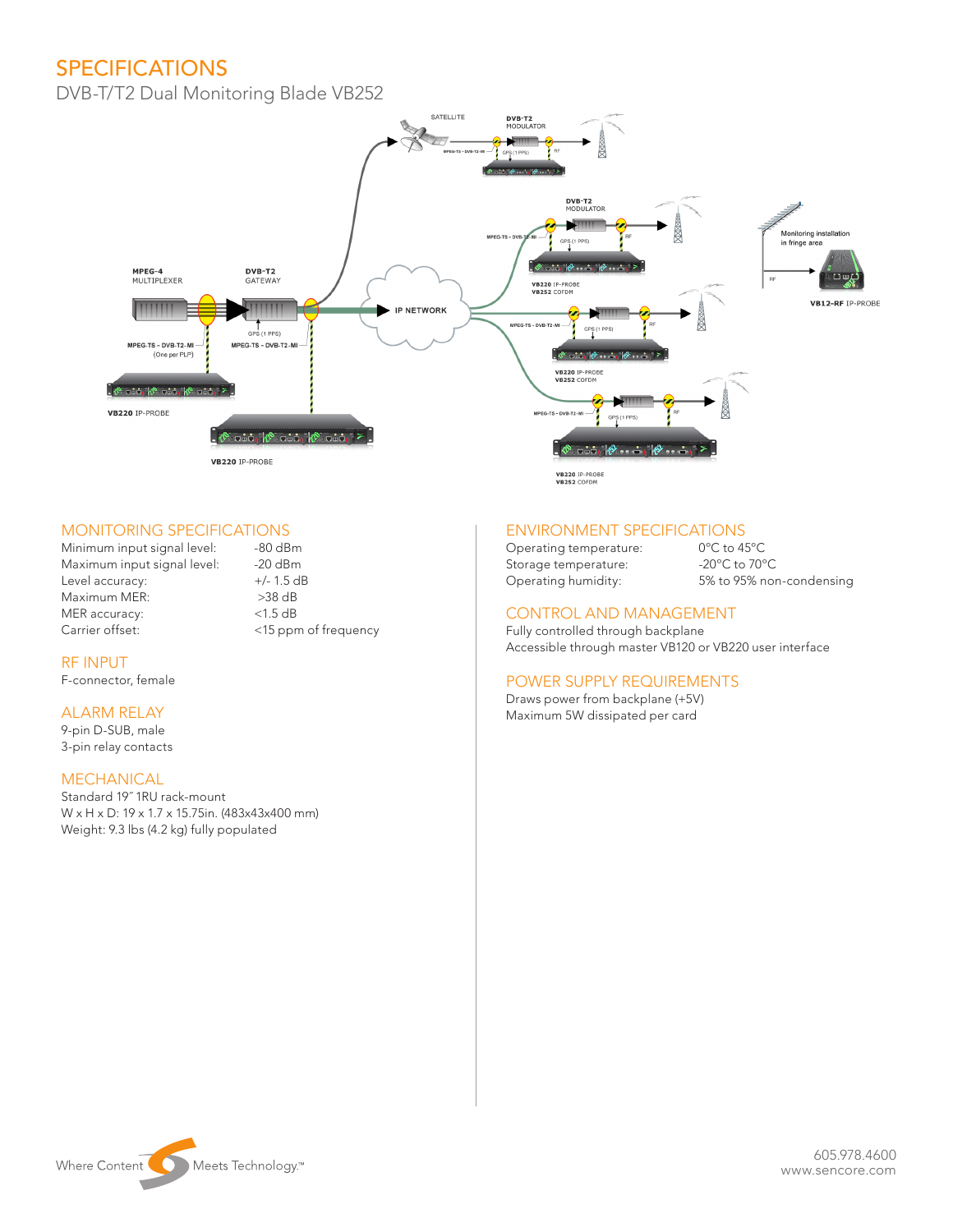# SPECIFICATIONS

DVB-T/T2 Dual Monitoring Blade VB252

SATELLITE

DVB-T2 MODULATOR

MPEG-TS - DVB-T2-MI

GPS (1 PPS)

RF

DVB-T2 MODULATOR

MPEG-TS - DVB-T2-MI

GPS (1 PPS)

RF

Monitoring installation in fringe area

RF

VB12-RF IP-PROBE

MPEG-4 MULTIPLEXER

DVB-T2 GATEWAY

IP NETWORK

VB220 IP-PROBE
VB252 COFDM

MPEG-TS - DVB-T2-MI

GPS (1 PPS)

RF

GPS (1 PPS)

MPEG-TS - DVB-T2-MI (One per PLP)

MPEG-TS - DVB-T2-MI

VB220 IP-PROBE
VB252 COFDM

VB220 IP-PROBE

MPEG-TS - DVB-T2-MI

GPS (1 PPS)

RF

VB220 IP-PROBE

VB220 IP-PROBE
VB252 COFDM

## MONITORING SPECIFICATIONS

| | |
|---|---|
| Minimum input signal level: | -80 dBm |
| Maximum input signal level: | -20 dBm |
| Level accuracy: | +/- 1.5 dB |
| Maximum MER: | >38 dB |
| MER accuracy: | <1.5 dB |
| Carrier offset: | <15 ppm of frequency |

## RF INPUT

F-connector, female

## ALARM RELAY

9-pin D-SUB, male
3-pin relay contacts

## MECHANICAL

Standard 19˝ 1RU rack-mount
W x H x D: 19 x 1.7 x 15.75in. (483x43x400 mm)
Weight: 9.3 lbs (4.2 kg) fully populated

## ENVIRONMENT SPECIFICATIONS

| | |
|---|---|
| Operating temperature: | 0°C to 45°C |
| Storage temperature: | -20°C to 70°C |
| Operating humidity: | 5% to 95% non-condensing |

## CONTROL AND MANAGEMENT

Fully controlled through backplane
Accessible through master VB120 or VB220 user interface

## POWER SUPPLY REQUIREMENTS

Draws power from backplane (+5V)
Maximum 5W dissipated per card

Where Content Meets Technology.™

605.978.4600
www.sencore.com